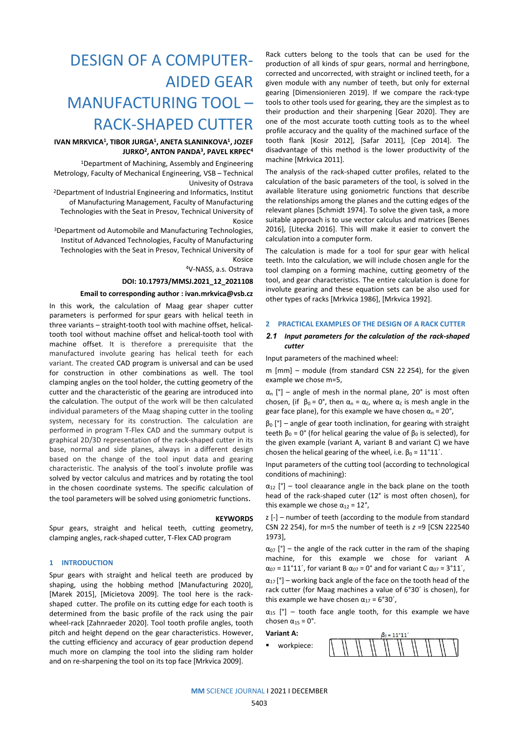# DESIGN OF A COMPUTER-AIDED GEAR MANUFACTURING TOOL – RACK-SHAPED CUTTER

**IVAN MRKVICA[1], TIBOR JURGA[1], ANETA SLANINKOVA[1], JOZEF JURKO[2], ANTON PANDA[3], PAVEL KRPEC[4]**

[1]Department of Machining, Assembly and Engineering Metrology, Faculty of Mechanical Engineering, VSB – Technical Univesity of Ostrava

[2]Department of Industrial Engineering and Informatics, Institut of Manufacturing Management, Faculty of Manufacturing Technologies with the Seat in Presov, Technical University of Kosice

[3]Department od Automobile and Manufacturing Technologies, Institut of Advanced Technologies, Faculty of Manufacturing Technologies with the Seat in Presov, Technical University of Kosice

[4]V-NASS, a.s. Ostrava

**DOI: 10.17973/MMSJ.2021_12_2021108**

**Email to corresponding author : ivan.mrkvica@vsb.cz**

In this work, the calculation of Maag gear shaper cutter parameters is performed for spur gears with helical teeth in three variants – straight-tooth tool with machine offset, helical-tooth tool without machine offset and helical-tooth tool with machine offset. It is therefore a prerequisite that the manufactured involute gearing has helical teeth for each variant. The created CAD program is universal and can be used for construction in other combinations as well. The tool clamping angles on the tool holder, the cutting geometry of the cutter and the characteristic of the gearing are introduced into the calculation. The output of the work will be then calculated individual parameters of the Maag shaping cutter in the tooling system, necessary for its construction. The calculation are performed in program T-Flex CAD and the summary output is graphical 2D/3D representation of the rack-shaped cutter in its base, normal and side planes, always in a different design based on the change of the tool input data and gearing characteristic. The analysis of the tool´s involute profile was solved by vector calculus and matrices and by rotating the tool in the chosen coordinate systems. The specific calculation of the tool parameters will be solved using goniometric functions.

**KEYWORDS**

Spur gears, straight and helical teeth, cutting geometry, clamping angles, rack-shaped cutter, T-Flex CAD program

## 1 INTRODUCTION

Spur gears with straight and helical teeth are produced by shaping, using the hobbing method [Manufacturing 2020], [Marek 2015], [Micietova 2009]. The tool here is the rack-shaped cutter. The profile on its cutting edge for each tooth is determined from the basic profile of the rack using the pair wheel-rack [Zahnraeder 2020]. Tool tooth profile angles, tooth pitch and height depend on the gear characteristics. However, the cutting efficiency and accuracy of gear production depend much more on clamping the tool into the sliding ram holder and on re-sharpening the tool on its top face [Mrkvica 2009].

Rack cutters belong to the tools that can be used for the production of all kinds of spur gears, normal and herringbone, corrected and uncorrected, with straight or inclined teeth, for a given module with any number of teeth, but only for external gearing [Dimensionieren 2019]. If we compare the rack-type tools to other tools used for gearing, they are the simplest as to their production and their sharpening [Gear 2020]. They are one of the most accurate tooth cutting tools as to the wheel profile accuracy and the quality of the machined surface of the tooth flank [Kosir 2012], [Safar 2011], [Cep 2014]. The disadvantage of this method is the lower productivity of the machine [Mrkvica 2011].

The analysis of the rack-shaped cutter profiles, related to the calculation of the basic parameters of the tool, is solved in the available literature using goniometric functions that describe the relationships among the planes and the cutting edges of the relevant planes [Schmidt 1974]. To solve the given task, a more suitable approach is to use vector calculus and matrices [Benes 2016], [Litecka 2016]. This will make it easier to convert the calculation into a computer form.

The calculation is made for a tool for spur gear with helical teeth. Into the calculation, we will include chosen angle for the tool clamping on a forming machine, cutting geometry of the tool, and gear characteristics. The entire calculation is done for involute gearing and these equation sets can be also used for other types of racks [Mrkvica 1986], [Mrkvica 1992].

## 2 PRACTICAL EXAMPLES OF THE DESIGN OF A RACK CUTTER

### 2.1 *Input parameters for the calculation of the rack-shaped cutter*

Input parameters of the machined wheel:

m [mm] – module (from standard CSN 22 254), for the given example we chose m=5,

$\alpha_n$ [°] – angle of mesh in the normal plane, 20° is most often chosen, (if $\beta_0 = 0°$, then $\alpha_n = \alpha_\varepsilon$, where $\alpha_\varepsilon$ is mesh angle in the gear face plane), for this example we have chosen $\alpha_n = 20°$,

$\beta_0$ [°] – angle of gear tooth inclination, for gearing with straight teeth $\beta_0 = 0°$ (for helical gearing the value of $\beta_0$ is selected), for the given example (variant A, variant B and variant C) we have chosen the helical gearing of the wheel, i.e. $\beta_0 = 11°11´$.

Input parameters of the cutting tool (according to technological conditions of machining):

$\alpha_{12}$ [°] – tool cleaarance angle in the back plane on the tooth head of the rack-shaped cuter (12° is most often chosen), for this example we chose $\alpha_{12} = 12°$,

z [-] – number of teeth (according to the module from standard CSN 22 254), for m=5 the number of teeth is *z* =9 [CSN 222540 1973],

$\alpha_{07}$ [°] – the angle of the rack cutter in the ram of the shaping machine, for this example we chose for variant A $\alpha_{07} = 11°11´$, for variant B $\alpha_{07} = 0°$ and for variant C $\alpha_{07} = 3°11´$,

$\alpha_{17}$ [°] – working back angle of the face on the tooth head of the rack cutter (for Maag machines a value of 6°30´ is chosen), for this example we have chosen $\alpha_{17} = 6°30´$,

$\alpha_{15}$ [°] – tooth face angle tooth, for this example we have chosen $\alpha_{15} = 0°$.

**Variant A:**

- workpiece:

$\beta_0 = 11°11´$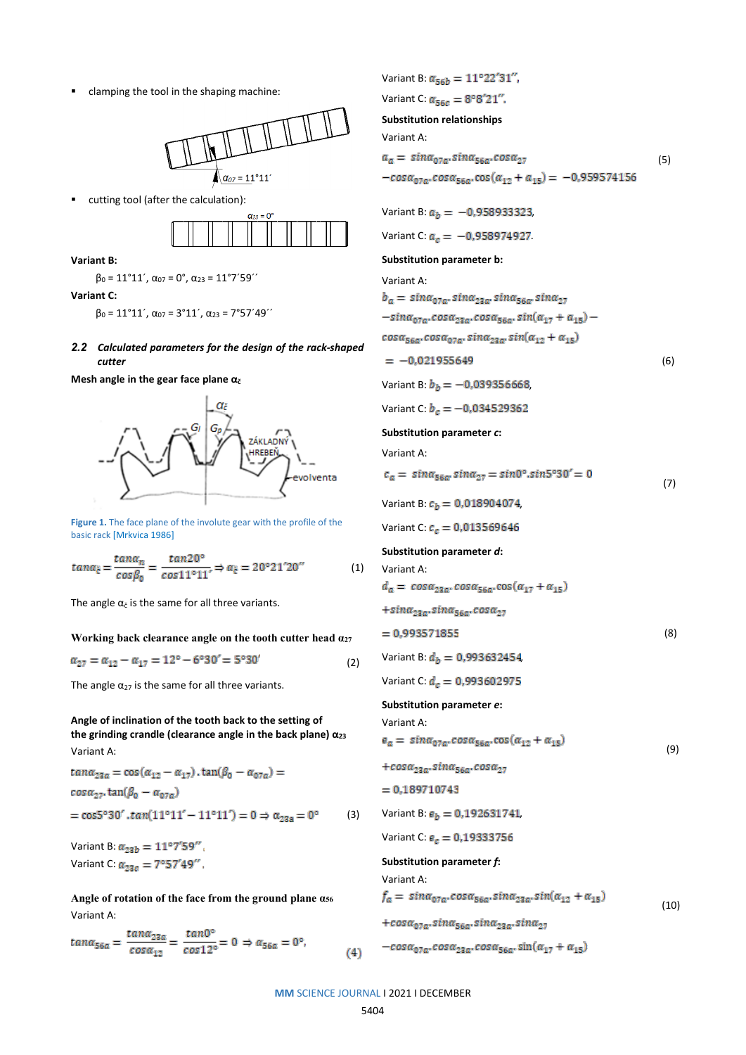- clamping the tool in the shaping machine:

$\alpha_{07} = 11°11´$

- cutting tool (after the calculation):

$\alpha_{23} = 0°$

**Variant B:**

$\beta_0 = 11°11´$, $\alpha_{07} = 0°$, $\alpha_{23} = 11°7´59´´$

**Variant C:**

$\beta_0 = 11°11´$, $\alpha_{07} = 3°11´$, $\alpha_{23} = 7°57´49´´$

## 2.2 *Calculated parameters for the design of the rack-shaped cutter*

**Mesh angle in the gear face plane $\alpha_\xi$**

Figure 1. The face plane of the involute gear with the profile of the basic rack [Mrkvica 1986]

$$tan\alpha_\xi = \frac{tan\alpha_n}{cos\beta_0} = \frac{tan20°}{cos11°11'} \Rightarrow \alpha_\xi = 20°21'20'' \tag{1}$$

The angle $\alpha_\xi$ is the same for all three variants.

**Working back clearance angle on the tooth cutter head $\alpha_{27}$**

$$\alpha_{27} = \alpha_{12} - \alpha_{17} = 12° - 6°30' = 5°30' \tag{2}$$

The angle $\alpha_{27}$ is the same for all three variants.

**Angle of inclination of the tooth back to the setting of the grinding crandle (clearance angle in the back plane) $\alpha_{23}$**

Variant A:

$$tan\alpha_{23a} = \cos(\alpha_{12} - \alpha_{17}).\tan(\beta_0 - \alpha_{07a}) = cos\alpha_{27}.\tan(\beta_0 - \alpha_{07a})$$
$$= \cos 5°30'.tan(11°11' - 11°11') = 0 \Rightarrow \alpha_{23a} = 0° \tag{3}$$

Variant B: $\alpha_{23b} = 11°7'59''$,

Variant C: $\alpha_{23c} = 7°57'49''$.

**Angle of rotation of the face from the ground plane $\alpha_{56}$**

Variant A:

$$tan\alpha_{56a} = \frac{tan\alpha_{23a}}{cos\alpha_{12}} = \frac{tan0°}{cos12°} = 0 \Rightarrow \alpha_{56a} = 0°, \tag{4}$$

Variant B: $\alpha_{56b} = 11°22'31''$,

Variant C: $\alpha_{56c} = 8°8'21''$.

**Substitution relationships**

Variant A:

$$a_a = sin\alpha_{07a}.sin\alpha_{56a}.cos\alpha_{27} - cos\alpha_{07a}.cos\alpha_{56a}.\cos(\alpha_{12} + \alpha_{15}) = -0{,}959574156 \tag{5}$$

Variant B: $a_b = -0{,}958933323$,

Variant C: $a_c = -0{,}958974927$.

**Substitution parameter b:**

Variant A:

$$b_a = sin\alpha_{07a}.sin\alpha_{23a}.sin\alpha_{56a}.sin\alpha_{27} - sin\alpha_{07a}.cos\alpha_{23a}.cos\alpha_{56a}.sin(\alpha_{17} + \alpha_{15}) - cos\alpha_{56a}.cos\alpha_{07a}.sin\alpha_{23a}.sin(\alpha_{12} + \alpha_{15})$$
$$= -0{,}021955649 \tag{6}$$

Variant B: $b_b = -0{,}039356668$,

Variant C: $b_c = -0{,}034529362$

**Substitution parameter *c*:**

Variant A:

$$c_a = sin\alpha_{56a}.sin\alpha_{27} = \sin 0°.\sin 5°30' = 0 \tag{7}$$

Variant B: $c_b = 0{,}018904074$,

Variant C: $c_c = 0{,}013569646$

**Substitution parameter *d*:**

Variant A:

$$d_a = cos\alpha_{23a}.cos\alpha_{56a}.\cos(\alpha_{17} + \alpha_{15}) + sin\alpha_{23a}.sin\alpha_{56a}.cos\alpha_{27}$$
$$= 0{,}993571855 \tag{8}$$

Variant B: $d_b = 0{,}993632454$,

Variant C: $d_c = 0{,}993602975$

**Substitution parameter *e*:**

Variant A:

$$e_a = sin\alpha_{07a}.cos\alpha_{56a}.\cos(\alpha_{12} + \alpha_{15}) + cos\alpha_{23a}.sin\alpha_{56a}.cos\alpha_{27}$$
$$= 0{,}189710743 \tag{9}$$

Variant B: $e_b = 0{,}192631741$,

Variant C: $e_c = 0{,}19333756$

**Substitution parameter *f*:**

Variant A:

$$f_a = sin\alpha_{07a}.cos\alpha_{56a}.sin\alpha_{23a}.sin(\alpha_{12} + \alpha_{15}) + cos\alpha_{07a}.sin\alpha_{56a}.sin\alpha_{23a}.sin\alpha_{27} - cos\alpha_{07a}.cos\alpha_{23a}.cos\alpha_{56a}.\sin(\alpha_{17} + \alpha_{15}) \tag{10}$$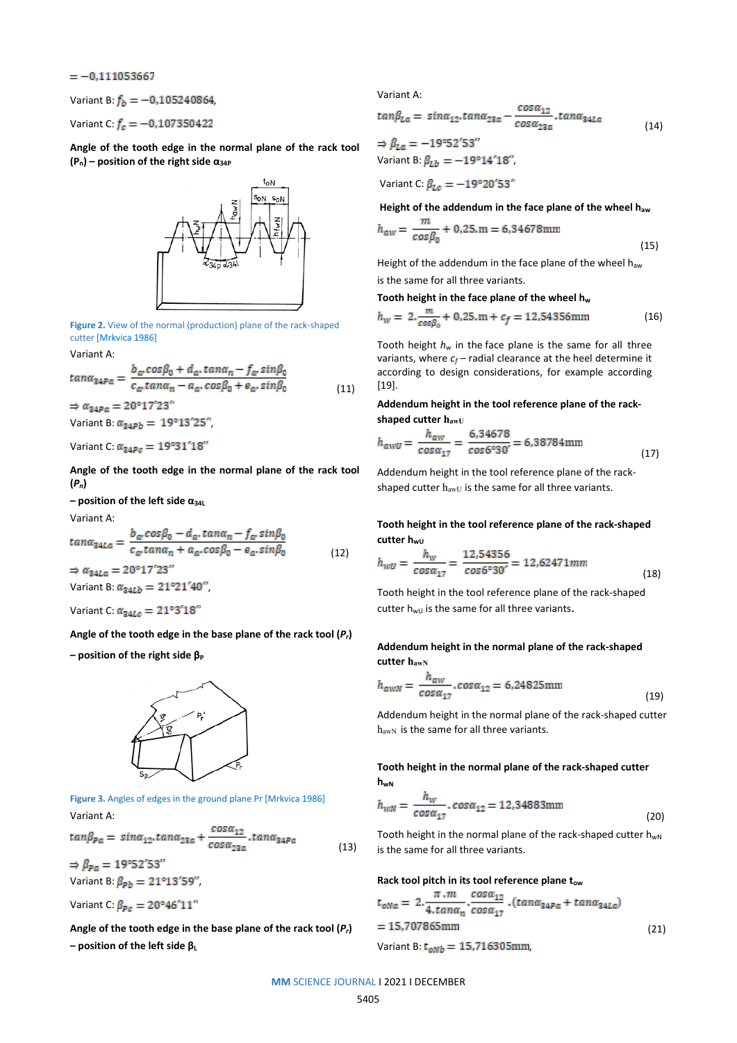$= -0{,}111053667$

Variant B: $f_b = -0{,}105240864$,

Variant C: $f_c = -0{,}107350422$

**Angle of the tooth edge in the normal plane of the rack tool ($P_n$) – position of the right side $\alpha_{34P}$**

**Figure 2.** View of the normal (production) plane of the rack-shaped cutter [Mrkvica 1986]

Variant A:

$$tan\alpha_{34Pa} = \frac{b_a.cos\beta_0 + d_a.tan\alpha_n - f_a.sin\beta_0}{c_a.tan\alpha_n - a_a.cos\beta_0 + e_a.sin\beta_0} \quad (11)$$

$\Rightarrow \alpha_{34Pa} = 20°17'23''$

Variant B: $\alpha_{34Pb} = 19°13'25''$,

Variant C: $\alpha_{34Pc} = 19°31'18''$

**Angle of the tooth edge in the normal plane of the rack tool ($P_n$)**

**– position of the left side $\alpha_{34L}$**

Variant A:

$$tan\alpha_{34La} = \frac{b_a.cos\beta_0 - d_a.tan\alpha_n - f_a.sin\beta_0}{c_a.tan\alpha_n + a_a.cos\beta_0 - e_a.sin\beta_0} \quad (12)$$

$\Rightarrow \alpha_{34La} = 20°17'23''$

Variant B: $\alpha_{34Lb} = 21°21'40''$,

Variant C: $\alpha_{34Lc} = 21°3'18''$

**Angle of the tooth edge in the base plane of the rack tool ($P_r$)**

**– position of the right side $\beta_P$**

**Figure 3.** Angles of edges in the ground plane Pr [Mrkvica 1986]

Variant A:

$$tan\beta_{Pa} = sin\alpha_{12}.tan\alpha_{23a} + \frac{cos\alpha_{12}}{cos\alpha_{23a}}.tan\alpha_{34Pa} \quad (13)$$

$\Rightarrow \beta_{Pa} = 19°52'53''$

Variant B: $\beta_{Pb} = 21°13'59''$,

Variant C: $\beta_{Pc} = 20°46'11''$

**Angle of the tooth edge in the base plane of the rack tool ($P_r$)**

**– position of the left side $\beta_L$**

Variant A:

$$tan\beta_{La} = sin\alpha_{12}.tan\alpha_{23a} - \frac{cos\alpha_{12}}{cos\alpha_{23a}}.tan\alpha_{34La} \quad (14)$$

$\Rightarrow \beta_{La} = -19°52'53''$

Variant B: $\beta_{Lb} = -19°14'18''$,

Variant C: $\beta_{Lc} = -19°20'53''$

**Height of the addendum in the face plane of the wheel $h_{aw}$**

$$h_{aw} = \frac{m}{cos\beta_0} + 0{,}25.m = 6{,}34678\text{mm} \quad (15)$$

Height of the addendum in the face plane of the wheel $h_{aw}$ is the same for all three variants.

**Tooth height in the face plane of the wheel $h_w$**

$$h_w = 2.\frac{m}{cos\beta_0} + 0{,}25.m + c_f = 12{,}54356\text{mm} \quad (16)$$

Tooth height $h_w$ in the face plane is the same for all three variants, where $c_f$ – radial clearance at the heel determine it according to design considerations, for example according [19].

**Addendum height in the tool reference plane of the rack-shaped cutter $h_{awU}$**

$$h_{awU} = \frac{h_{aw}}{cos\alpha_{17}} = \frac{6{,}34678}{cos6°30'} = 6{,}38784\text{mm} \quad (17)$$

Addendum height in the tool reference plane of the rack-shaped cutter $h_{awU}$ is the same for all three variants.

**Tooth height in the tool reference plane of the rack-shaped cutter $h_{wU}$**

$$h_{wU} = \frac{h_w}{cos\alpha_{17}} = \frac{12{,}54356}{cos6°30'} = 12{,}62471mm \quad (18)$$

Tooth height in the tool reference plane of the rack-shaped cutter $h_{wU}$ is the same for all three variants.

**Addendum height in the normal plane of the rack-shaped cutter $h_{awN}$**

$$h_{awN} = \frac{h_{aw}}{cos\alpha_{17}}.cos\alpha_{12} = 6{,}24825\text{mm} \quad (19)$$

Addendum height in the normal plane of the rack-shaped cutter $h_{awN}$ is the same for all three variants.

**Tooth height in the normal plane of the rack-shaped cutter $h_{wN}$**

$$h_{wN} = \frac{h_w}{cos\alpha_{17}}.cos\alpha_{12} = 12{,}34883\text{mm} \quad (20)$$

Tooth height in the normal plane of the rack-shaped cutter $h_{wN}$ is the same for all three variants.

**Rack tool pitch in its tool reference plane $t_{ow}$**

$$t_{oNa} = 2.\frac{\pi.m}{4.tan\alpha_n}.\frac{cos\alpha_{12}}{cos\alpha_{17}}.(tan\alpha_{34Pa} + tan\alpha_{34La}) = 15{,}707865\text{mm} \quad (21)$$

Variant B: $t_{oNb} = 15{,}716305\text{mm}$,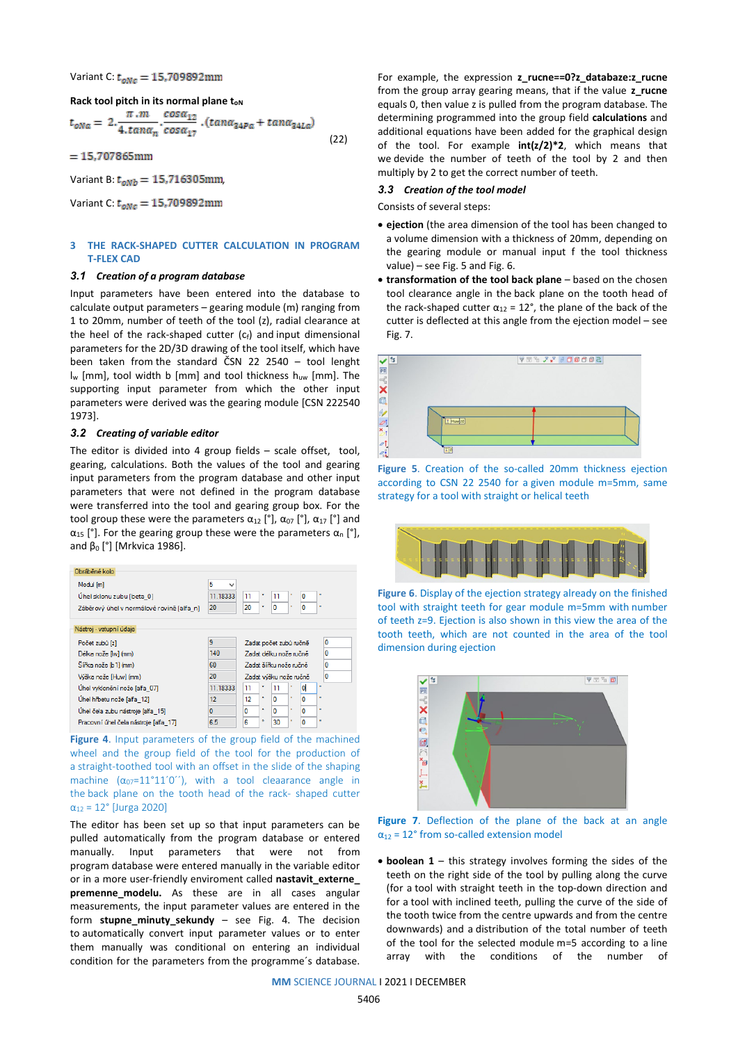Variant C: $t_{oNc} = 15{,}709892mm$

**Rack tool pitch in its normal plane $t_{oN}$**

$$t_{oNa} = 2.\frac{\pi.m}{4.tan\alpha_n}.\frac{cos\alpha_{12}}{cos\alpha_{17}}.(tan\alpha_{34Pa} + tan\alpha_{34La}) \quad (22)$$

$= 15{,}707865mm$

Variant B: $t_{oNb} = 15{,}716305mm$,

Variant C: $t_{oNc} = 15{,}709892mm$

## 3 THE RACK-SHAPED CUTTER CALCULATION IN PROGRAM T-FLEX CAD

### 3.1 Creation of a program database

Input parameters have been entered into the database to calculate output parameters – gearing module (m) ranging from 1 to 20mm, number of teeth of the tool (z), radial clearance at the heel of the rack-shaped cutter ($c_f$) and input dimensional parameters for the 2D/3D drawing of the tool itself, which have been taken from the standard ČSN 22 2540 – tool lenght $l_w$ [mm], tool width b [mm] and tool thickness $h_{uw}$ [mm]. The supporting input parameter from which the other input parameters were derived was the gearing module [CSN 222540 1973].

### 3.2 Creating of variable editor

The editor is divided into 4 group fields – scale offset, tool, gearing, calculations. Both the values of the tool and gearing input parameters from the program database and other input parameters that were not defined in the program database were transferred into the tool and gearing group box. For the tool group these were the parameters $\alpha_{12}$ [°], $\alpha_{07}$ [°], $\alpha_{17}$ [°] and $\alpha_{15}$ [°]. For the gearing group these were the parameters $\alpha_n$ [°], and $\beta_0$ [°] [Mrkvica 1986].

Figure 4. Input parameters of the group field of the machined wheel and the group field of the tool for the production of a straight-toothed tool with an offset in the slide of the shaping machine ($\alpha_{07}$=11°11´0´´), with a tool clearance angle in the back plane on the tooth head of the rack- shaped cutter $\alpha_{12}$ = 12° [Jurga 2020]

The editor has been set up so that input parameters can be pulled automatically from the program database or entered manually. Input parameters that were not from program database were entered manually in the variable editor or in a more user-friendly enviroment called **nastavit_externe_ premenne_modelu.** As these are in all cases angular measurements, the input parameter values are entered in the form **stupne_minuty_sekundy** – see Fig. 4. The decision to automatically convert input parameter values or to enter them manually was conditional on entering an individual condition for the parameters from the programme´s database.

For example, the expression **z_rucne==0?z_databaze:z_rucne** from the group array gearing means, that if the value **z_rucne** equals 0, then value z is pulled from the program database. The determining programmed into the group field **calculations** and additional equations have been added for the graphical design of the tool. For example **int(z/2)*2**, which means that we devide the number of teeth of the tool by 2 and then multiply by 2 to get the correct number of teeth.

### 3.3 Creation of the tool model

Consists of several steps:

- **ejection** (the area dimension of the tool has been changed to a volume dimension with a thickness of 20mm, depending on the gearing module or manual input f the tool thickness value) – see Fig. 5 and Fig. 6.
- **transformation of the tool back plane** – based on the chosen tool clearance angle in the back plane on the tooth head of the rack-shaped cutter $\alpha_{12}$ = 12°, the plane of the back of the cutter is deflected at this angle from the ejection model – see Fig. 7.

Figure 5. Creation of the so-called 20mm thickness ejection according to CSN 22 2540 for a given module m=5mm, same strategy for a tool with straight or helical teeth

Figure 6. Display of the ejection strategy already on the finished tool with straight teeth for gear module m=5mm with number of teeth z=9. Ejection is also shown in this view the area of the tooth teeth, which are not counted in the area of the tool dimension during ejection

Figure 7. Deflection of the plane of the back at an angle $\alpha_{12}$ = 12° from so-called extension model

- **boolean 1** – this strategy involves forming the sides of the teeth on the right side of the tool by pulling along the curve (for a tool with straight teeth in the top-down direction and for a tool with inclined teeth, pulling the curve of the side of the tooth twice from the centre upwards and from the centre downwards) and a distribution of the total number of teeth of the tool for the selected module m=5 according to a line array with the conditions of the number of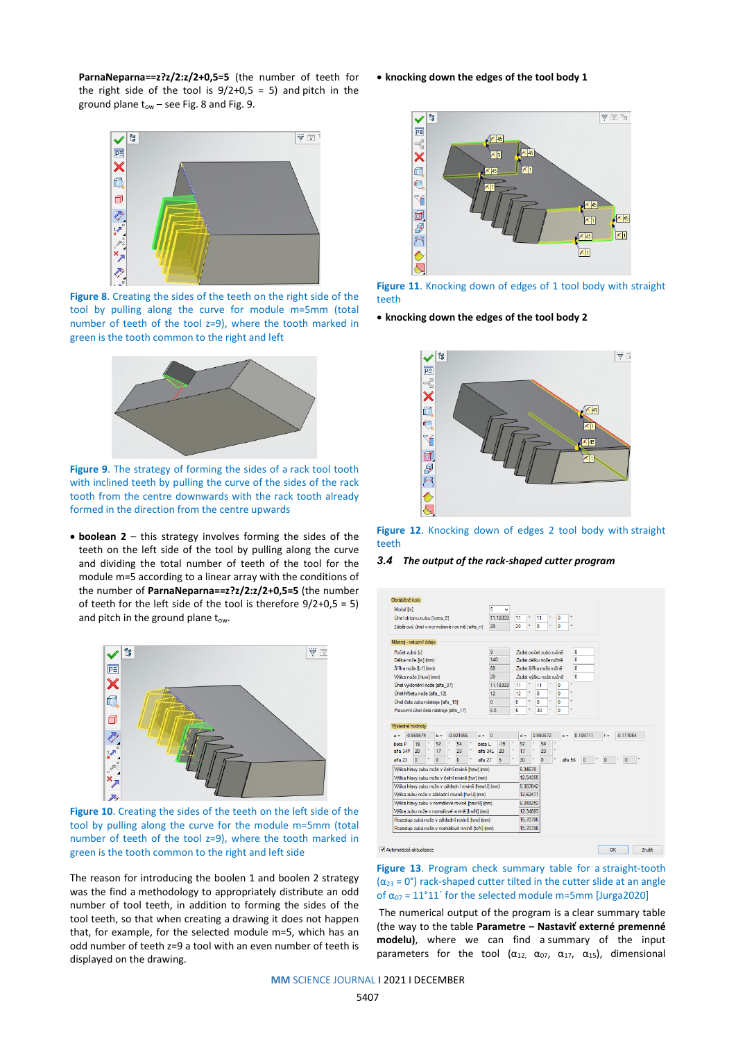**ParnaNeparna==z?z/2:z/2+0,5=5** (the number of teeth for the right side of the tool is 9/2+0,5 = 5) and pitch in the ground plane $t_{ow}$ – see Fig. 8 and Fig. 9.

**Figure 8**. Creating the sides of the teeth on the right side of the tool by pulling along the curve for module m=5mm (total number of teeth of the tool z=9), where the tooth marked in green is the tooth common to the right and left

**Figure 9**. The strategy of forming the sides of a rack tool tooth with inclined teeth by pulling the curve of the sides of the rack tooth from the centre downwards with the rack tooth already formed in the direction from the centre upwards

- **boolean 2** – this strategy involves forming the sides of the teeth on the left side of the tool by pulling along the curve and dividing the total number of teeth of the tool for the module m=5 according to a linear array with the conditions of the number of **ParnaNeparna==z?z/2:z/2+0,5=5** (the number of teeth for the left side of the tool is therefore 9/2+0,5 = 5) and pitch in the ground plane $t_{ow}$.

**Figure 10**. Creating the sides of the teeth on the left side of the tool by pulling along the curve for the module m=5mm (total number of teeth of the tool z=9), where the tooth marked in green is the tooth common to the right and left side

The reason for introducing the boolen 1 and boolen 2 strategy was the find a methodology to appropriately distribute an odd number of tool teeth, in addition to forming the sides of the tool teeth, so that when creating a drawing it does not happen that, for example, for the selected module m=5, which has an odd number of teeth z=9 a tool with an even number of teeth is displayed on the drawing.

- **knocking down the edges of the tool body 1**

**Figure 11**. Knocking down of edges of 1 tool body with straight teeth

- **knocking down the edges of the tool body 2**

**Figure 12**. Knocking down of edges 2 tool body with straight teeth

### 3.4 *The output of the rack-shaped cutter program*

**Figure 13**. Program check summary table for a straight-tooth ($\alpha_{23}$ = 0°) rack-shaped cutter tilted in the cutter slide at an angle of $\alpha_{07}$ = 11°11´ for the selected module m=5mm [Jurga2020]

The numerical output of the program is a clear summary table (the way to the table **Parametre – Nastaviť externé premenné modelu)**, where we can find a summary of the input parameters for the tool ($\alpha_{12}$, $\alpha_{07}$, $\alpha_{17}$, $\alpha_{15}$), dimensional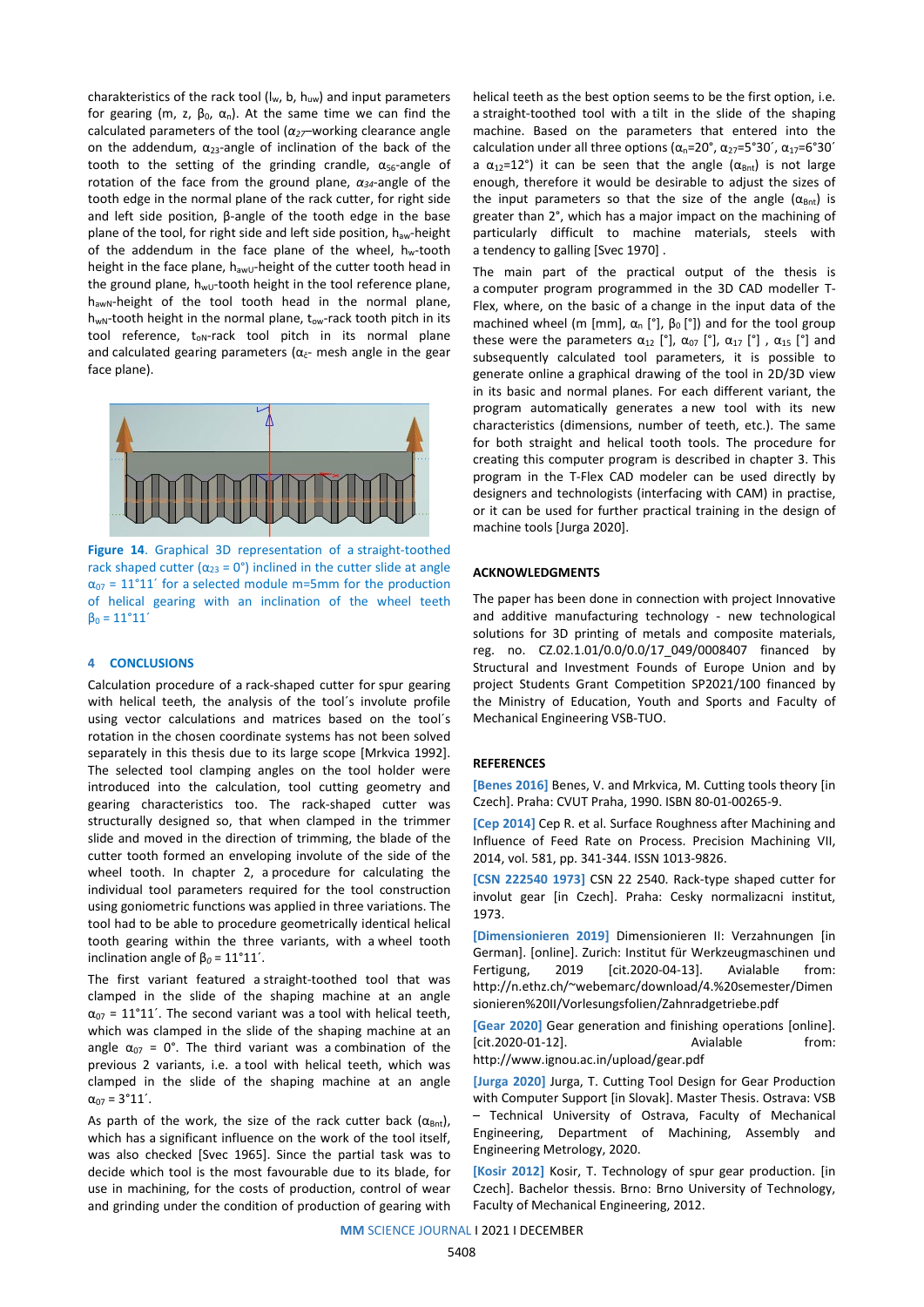charakteristics of the rack tool ($l_w$, b, $h_{uw}$) and input parameters for gearing (m, z, $\beta_0$, $\alpha_n$). At the same time we can find the calculated parameters of the tool ($\alpha_{27}$–working clearance angle on the addendum, $\alpha_{23}$-angle of inclination of the back of the tooth to the setting of the grinding crandle, $\alpha_{56}$-angle of rotation of the face from the ground plane, $\alpha_{34}$-angle of the tooth edge in the normal plane of the rack cutter, for right side and left side position, β-angle of the tooth edge in the base plane of the tool, for right side and left side position, $h_{aw}$-height of the addendum in the face plane of the wheel, $h_w$-tooth height in the face plane, $h_{awU}$-height of the cutter tooth head in the ground plane, $h_{wU}$-tooth height in the tool reference plane, $h_{awN}$-height of the tool tooth head in the normal plane, $h_{wN}$-tooth height in the normal plane, $t_{ow}$-rack tooth pitch in its tool reference, $t_{oN}$-rack tool pitch in its normal plane and calculated gearing parameters ($\alpha_\varepsilon$- mesh angle in the gear face plane).

**Figure 14**. Graphical 3D representation of a straight-toothed rack shaped cutter ($\alpha_{23}$ = 0°) inclined in the cutter slide at angle $\alpha_{07}$ = 11°11´ for a selected module m=5mm for the production of helical gearing with an inclination of the wheel teeth $\beta_0$ = 11°11´

## 4 CONCLUSIONS

Calculation procedure of a rack-shaped cutter for spur gearing with helical teeth, the analysis of the tool´s involute profile using vector calculations and matrices based on the tool´s rotation in the chosen coordinate systems has not been solved separately in this thesis due to its large scope [Mrkvica 1992]. The selected tool clamping angles on the tool holder were introduced into the calculation, tool cutting geometry and gearing characteristics too. The rack-shaped cutter was structurally designed so, that when clamped in the trimmer slide and moved in the direction of trimming, the blade of the cutter tooth formed an enveloping involute of the side of the wheel tooth. In chapter 2, a procedure for calculating the individual tool parameters required for the tool construction using goniometric functions was applied in three variations. The tool had to be able to procedure geometrically identical helical tooth gearing within the three variants, with a wheel tooth inclination angle of $\beta_0$ = 11°11´.

The first variant featured a straight-toothed tool that was clamped in the slide of the shaping machine at an angle $\alpha_{07}$ = 11°11´. The second variant was a tool with helical teeth, which was clamped in the slide of the shaping machine at an angle $\alpha_{07}$ = 0°. The third variant was a combination of the previous 2 variants, i.e. a tool with helical teeth, which was clamped in the slide of the shaping machine at an angle $\alpha_{07}$ = 3°11´.

As parth of the work, the size of the rack cutter back ($\alpha_{Bnt}$), which has a significant influence on the work of the tool itself, was also checked [Svec 1965]. Since the partial task was to decide which tool is the most favourable due to its blade, for use in machining, for the costs of production, control of wear and grinding under the condition of production of gearing with helical teeth as the best option seems to be the first option, i.e. a straight-toothed tool with a tilt in the slide of the shaping machine. Based on the parameters that entered into the calculation under all three options ($\alpha_n$=20°, $\alpha_{27}$=5°30´, $\alpha_{17}$=6°30´ a $\alpha_{12}$=12°) it can be seen that the angle ($\alpha_{Bnt}$) is not large enough, therefore it would be desirable to adjust the sizes of the input parameters so that the size of the angle ($\alpha_{Bnt}$) is greater than 2°, which has a major impact on the machining of particularly difficult to machine materials, steels with a tendency to galling [Svec 1970] .

The main part of the practical output of the thesis is a computer program programmed in the 3D CAD modeller T-Flex, where, on the basic of a change in the input data of the machined wheel (m [mm], $\alpha_n$ [°], $\beta_0$ [°]) and for the tool group these were the parameters $\alpha_{12}$ [°], $\alpha_{07}$ [°], $\alpha_{17}$ [°] , $\alpha_{15}$ [°] and subsequently calculated tool parameters, it is possible to generate online a graphical drawing of the tool in 2D/3D view in its basic and normal planes. For each different variant, the program automatically generates a new tool with its new characteristics (dimensions, number of teeth, etc.). The same for both straight and helical tooth tools. The procedure for creating this computer program is described in chapter 3. This program in the T-Flex CAD modeler can be used directly by designers and technologists (interfacing with CAM) in practise, or it can be used for further practical training in the design of machine tools [Jurga 2020].

## ACKNOWLEDGMENTS

The paper has been done in connection with project Innovative and additive manufacturing technology - new technological solutions for 3D printing of metals and composite materials, reg. no. CZ.02.1.01/0.0/0.0/17_049/0008407 financed by Structural and Investment Founds of Europe Union and by project Students Grant Competition SP2021/100 financed by the Ministry of Education, Youth and Sports and Faculty of Mechanical Engineering VSB-TUO.

## REFERENCES

[Benes 2016] Benes, V. and Mrkvica, M. Cutting tools theory [in Czech]. Praha: CVUT Praha, 1990. ISBN 80-01-00265-9.

[Cep 2014] Cep R. et al. Surface Roughness after Machining and Influence of Feed Rate on Process. Precision Machining VII, 2014, vol. 581, pp. 341-344. ISSN 1013-9826.

[CSN 222540 1973] CSN 22 2540. Rack-type shaped cutter for involut gear [in Czech]. Praha: Cesky normalizacni institut, 1973.

[Dimensionieren 2019] Dimensionieren II: Verzahnungen [in German]. [online]. Zurich: Institut für Werkzeugmaschinen und Fertigung, 2019 [cit.2020-04-13]. Avialable from: http://n.ethz.ch/~webemarc/download/4.%20semester/Dimensionieren%20II/Vorlesungsfolien/Zahnradgetriebe.pdf

[Gear 2020] Gear generation and finishing operations [online]. [cit.2020-01-12]. Avialable from: http://www.ignou.ac.in/upload/gear.pdf

[Jurga 2020] Jurga, T. Cutting Tool Design for Gear Production with Computer Support [in Slovak]. Master Thesis. Ostrava: VSB – Technical University of Ostrava, Faculty of Mechanical Engineering, Department of Machining, Assembly and Engineering Metrology, 2020.

[Kosir 2012] Kosir, T. Technology of spur gear production. [in Czech]. Bachelor thesis. Brno: Brno University of Technology, Faculty of Mechanical Engineering, 2012.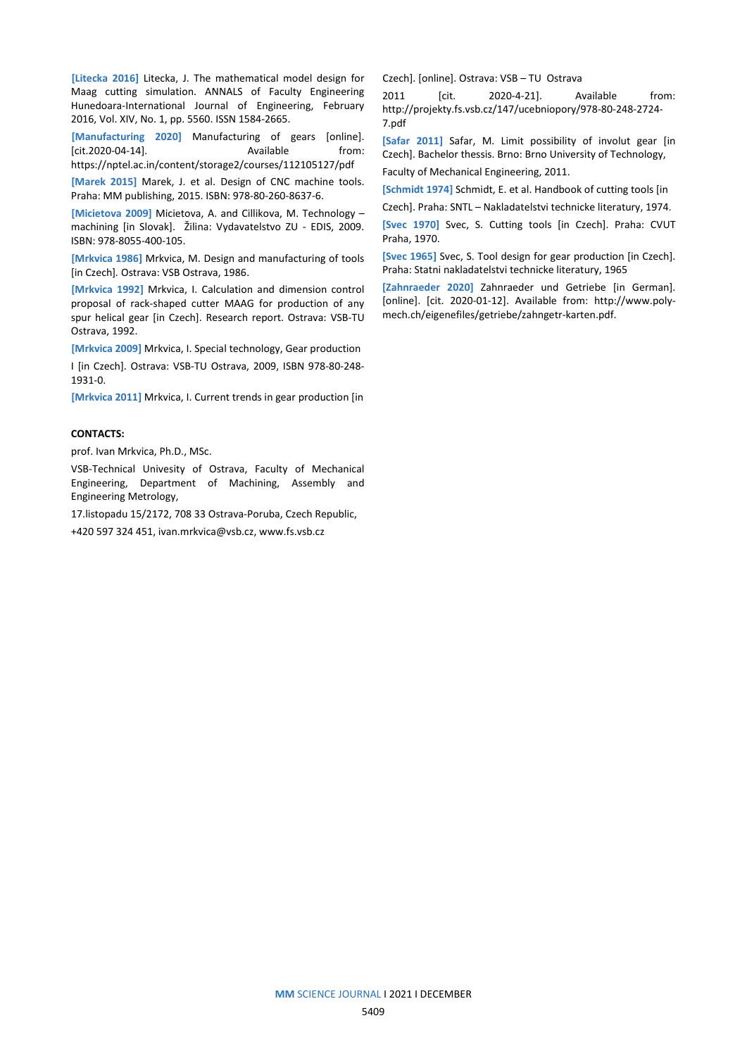[Litecka 2016] Litecka, J. The mathematical model design for Maag cutting simulation. ANNALS of Faculty Engineering Hunedoara-International Journal of Engineering, February 2016, Vol. XIV, No. 1, pp. 5560. ISSN 1584-2665.

[Manufacturing 2020] Manufacturing of gears [online]. [cit.2020-04-14]. Available from: https://nptel.ac.in/content/storage2/courses/112105127/pdf

[Marek 2015] Marek, J. et al. Design of CNC machine tools. Praha: MM publishing, 2015. ISBN: 978-80-260-8637-6.

[Micietova 2009] Micietova, A. and Cillikova, M. Technology – machining [in Slovak]. Žilina: Vydavatelstvo ZU - EDIS, 2009. ISBN: 978-8055-400-105.

[Mrkvica 1986] Mrkvica, M. Design and manufacturing of tools [in Czech]. Ostrava: VSB Ostrava, 1986.

[Mrkvica 1992] Mrkvica, I. Calculation and dimension control proposal of rack-shaped cutter MAAG for production of any spur helical gear [in Czech]. Research report. Ostrava: VSB-TU Ostrava, 1992.

[Mrkvica 2009] Mrkvica, I. Special technology, Gear production I [in Czech]. Ostrava: VSB-TU Ostrava, 2009, ISBN 978-80-248-1931-0.

[Mrkvica 2011] Mrkvica, I. Current trends in gear production [in Czech]. [online]. Ostrava: VSB – TU Ostrava 2011 [cit. 2020-4-21]. Available from: http://projekty.fs.vsb.cz/147/ucebniopory/978-80-248-2724-7.pdf

[Safar 2011] Safar, M. Limit possibility of involut gear [in Czech]. Bachelor thessis. Brno: Brno University of Technology, Faculty of Mechanical Engineering, 2011.

[Schmidt 1974] Schmidt, E. et al. Handbook of cutting tools [in Czech]. Praha: SNTL – Nakladatelstvi technicke literatury, 1974.

[Svec 1970] Svec, S. Cutting tools [in Czech]. Praha: CVUT Praha, 1970.

[Svec 1965] Svec, S. Tool design for gear production [in Czech]. Praha: Statni nakladatelstvi technicke literatury, 1965

[Zahnraeder 2020] Zahnraeder und Getriebe [in German]. [online]. [cit. 2020-01-12]. Available from: http://www.poly-mech.ch/eigenefiles/getriebe/zahngetr-karten.pdf.

**CONTACTS:**

prof. Ivan Mrkvica, Ph.D., MSc.

VSB-Technical Univesity of Ostrava, Faculty of Mechanical Engineering, Department of Machining, Assembly and Engineering Metrology,

17.listopadu 15/2172, 708 33 Ostrava-Poruba, Czech Republic,

+420 597 324 451, ivan.mrkvica@vsb.cz, www.fs.vsb.cz